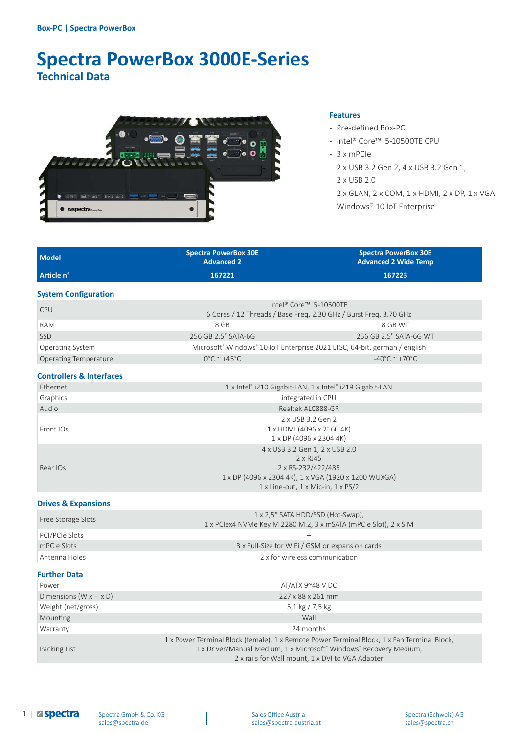Box-PC | Spectra PowerBox

# Spectra PowerBox 3000E-Series

## Technical Data

### Features

- Pre-defined Box-PC
- Intel® Core™ i5-10500TE CPU
- 3 x mPCIe
- 2 x USB 3.2 Gen 2, 4 x USB 3.2 Gen 1, 2 x USB 2.0
- 2 x GLAN, 2 x COM, 1 x HDMI, 2 x DP, 1 x VGA
- Windows® 10 IoT Enterprise

| Model | Spectra PowerBox 30E Advanced 2 | Spectra PowerBox 30E Advanced 2 Wide Temp |
|---|---|---|
| Article n° | 167221 | 167223 |

### System Configuration

| | | |
|---|---|---|
| CPU | Intel® Core™ i5-10500TE<br>6 Cores / 12 Threads / Base Freq. 2.30 GHz / Burst Freq. 3.70 GHz | |
| RAM | 8 GB | 8 GB WT |
| SSD | 256 GB 2.5" SATA-6G | 256 GB 2.5" SATA-6G WT |
| Operating System | Microsoft® Windows® 10 IoT Enterprise 2021 LTSC, 64-bit, german / english | |
| Operating Temperature | 0°C ~ +45°C | -40°C ~ +70°C |

### Controllers & Interfaces

| | |
|---|---|
| Ethernet | 1 x Intel® i210 Gigabit-LAN, 1 x Intel® i219 Gigabit-LAN |
| Graphics | integrated in CPU |
| Audio | Realtek ALC888-GR |
| Front IOs | 2 x USB 3.2 Gen 2<br>1 x HDMI (4096 x 2160 4K)<br>1 x DP (4096 x 2304 4K) |
| Rear IOs | 4 x USB 3.2 Gen 1, 2 x USB 2.0<br>2 x RJ45<br>2 x RS-232/422/485<br>1 x DP (4096 x 2304 4K), 1 x VGA (1920 x 1200 WUXGA)<br>1 x Line-out, 1 x Mic-in, 1 x PS/2 |

### Drives & Expansions

| | |
|---|---|
| Free Storage Slots | 1 x 2,5" SATA HDD/SSD (Hot-Swap),<br>1 x PCIex4 NVMe Key M 2280 M.2, 3 x mSATA (mPCIe Slot), 2 x SIM |
| PCI/PCIe Slots | – |
| mPCIe Slots | 3 x Full-Size for WiFi / GSM or expansion cards |
| Antenna Holes | 2 x for wireless communication |

### Further Data

| | |
|---|---|
| Power | AT/ATX 9~48 V DC |
| Dimensions (W x H x D) | 227 x 88 x 261 mm |
| Weight (net/gross) | 5,1 kg / 7,5 kg |
| Mounting | Wall |
| Warranty | 24 months |
| Packing List | 1 x Power Terminal Block (female), 1 x Remote Power Terminal Block, 1 x Fan Terminal Block,<br>1 x Driver/Manual Medium, 1 x Microsoft® Windows® Recovery Medium,<br>2 x rails for Wall mount, 1 x DVI to VGA Adapter |

Spectra GmbH & Co. KG
sales@spectra.de

Sales Office Austria
sales@spectra-austria.at

Spectra (Schweiz) AG
sales@spectra.ch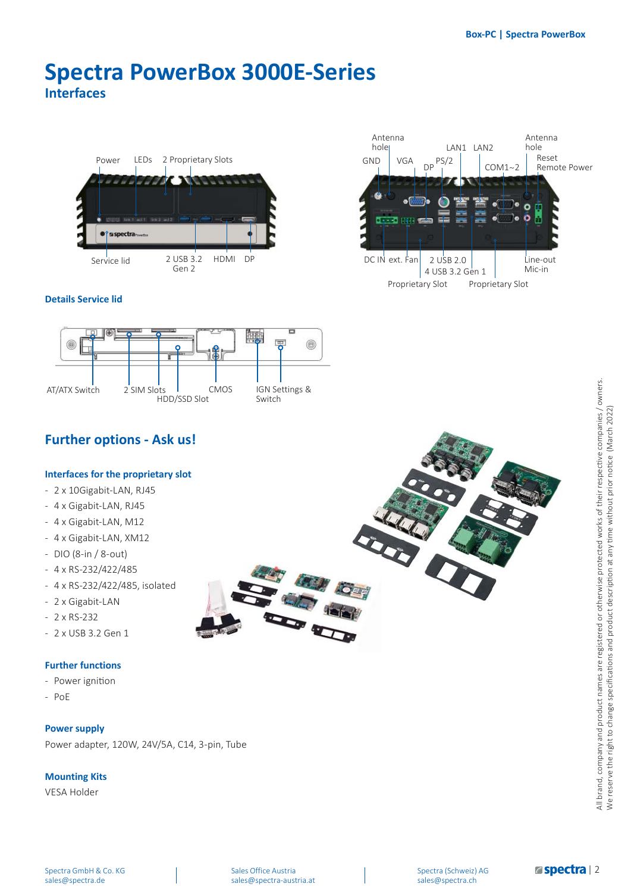# Spectra PowerBox 3000E-Series

## Interfaces

Power
LEDs
2 Proprietary Slots
Service lid
2 USB 3.2 Gen 2
HDMI
DP

Antenna hole
GND
VGA
DP
PS/2
LAN1
LAN2
COM1~2
Antenna hole
Reset
Remote Power
DC IN
ext. Fan
2 USB 2.0
4 USB 3.2 Gen 1
Line-out
Mic-in
Proprietary Slot
Proprietary Slot

### Details Service lid

AT/ATX Switch
2 SIM Slots
HDD/SSD Slot
CMOS
IGN Settings & Switch

## Further options - Ask us!

### Interfaces for the proprietary slot

- 2 x 10Gigabit-LAN, RJ45
- 4 x Gigabit-LAN, RJ45
- 4 x Gigabit-LAN, M12
- 4 x Gigabit-LAN, XM12
- DIO (8-in / 8-out)
- 4 x RS-232/422/485
- 4 x RS-232/422/485, isolated
- 2 x Gigabit-LAN
- 2 x RS-232
- 2 x USB 3.2 Gen 1

### Further functions

- Power ignition
- PoE

### Power supply

Power adapter, 120W, 24V/5A, C14, 3-pin, Tube

### Mounting Kits

VESA Holder

All brand, company and product names are registered or otherwise protected works of their respective companies / owners.
We reserve the right to change specifications and product description at any time without prior notice (March 2022)

Spectra GmbH & Co. KG
sales@spectra.de

Sales Office Austria
sales@spectra-austria.at

Spectra (Schweiz) AG
sales@spectra.ch